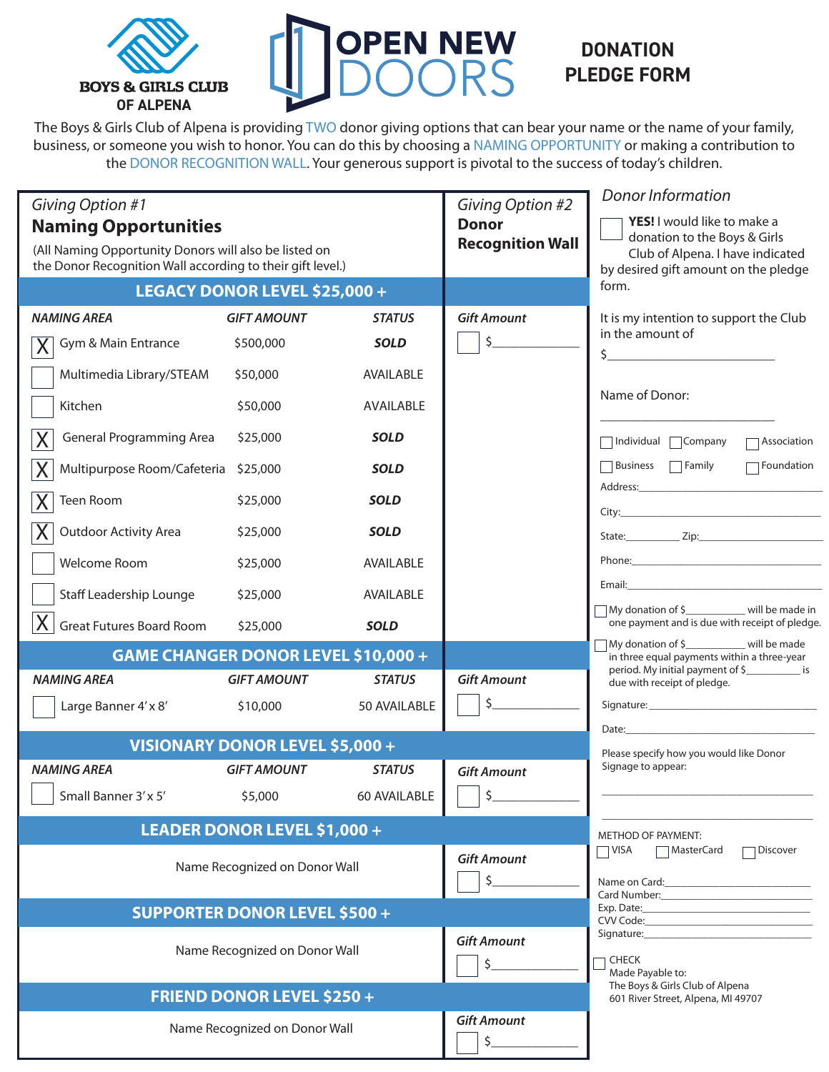# Boys & Girls Club of Alpena

# OPEN NEW DOORS

## DONATION PLEDGE FORM

The Boys & Girls Club of Alpena is providing TWO donor giving options that can bear your name or the name of your family, business, or someone you wish to honor. You can do this by choosing a NAMING OPPORTUNITY or making a contribution to the DONOR RECOGNITION WALL. Your generous support is pivotal to the success of today's children.

*Giving Option #1*

### Naming Opportunities

(All Naming Opportunity Donors will also be listed on the Donor Recognition Wall according to their gift level.)

*Giving Option #2*

### Donor Recognition Wall

#### LEGACY DONOR LEVEL $25,000 +

| | *NAMING AREA* | *GIFT AMOUNT* | *STATUS* | *Gift Amount* |
|---|---|---|---|---|
| X | Gym & Main Entrance | $500,000 | ***SOLD*** | ☐ $__________ |
| ☐ | Multimedia Library/STEAM | $50,000 | AVAILABLE | |
| ☐ | Kitchen | $50,000 | AVAILABLE | |
| X | General Programming Area | $25,000 | ***SOLD*** | |
| X | Multipurpose Room/Cafeteria | $25,000 | ***SOLD*** | |
| X | Teen Room | $25,000 | ***SOLD*** | |
| X | Outdoor Activity Area | $25,000 | ***SOLD*** | |
| ☐ | Welcome Room | $25,000 | AVAILABLE | |
| ☐ | Staff Leadership Lounge | $25,000 | AVAILABLE | |
| X | Great Futures Board Room | $25,000 | ***SOLD*** | |

#### GAME CHANGER DONOR LEVEL $10,000 +

| | *NAMING AREA* | *GIFT AMOUNT* | *STATUS* | *Gift Amount* |
|---|---|---|---|---|
| ☐ | Large Banner 4' x 8' | $10,000 | 50 AVAILABLE | ☐ $__________ |

#### VISIONARY DONOR LEVEL $5,000 +

| | *NAMING AREA* | *GIFT AMOUNT* | *STATUS* | *Gift Amount* |
|---|---|---|---|---|
| ☐ | Small Banner 3' x 5' | $5,000 | 60 AVAILABLE | ☐ $__________ |

#### LEADER DONOR LEVEL $1,000 +

Name Recognized on Donor Wall — *Gift Amount* ☐ $__________

#### SUPPORTER DONOR LEVEL $500 +

Name Recognized on Donor Wall — *Gift Amount* ☐ $__________

#### FRIEND DONOR LEVEL $250 +

Name Recognized on Donor Wall — *Gift Amount* ☐ $__________

---

*Donor Information*

☐ **YES!** I would like to make a donation to the Boys & Girls Club of Alpena. I have indicated by desired gift amount on the pledge form.

It is my intention to support the Club in the amount of

$__________________________

Name of Donor:

______________________________

☐ Individual ☐ Company ☐ Association

☐ Business ☐ Family ☐ Foundation

Address:______________________________

City:______________________________

State:__________ Zip:____________________

Phone:______________________________

Email:______________________________

☐ My donation of $__________ will be made in one payment and is due with receipt of pledge.

☐ My donation of $__________ will be made in three equal payments within a three-year period. My initial payment of $__________ is due with receipt of pledge.

Signature:______________________________

Date:______________________________

Please specify how you would like Donor Signage to appear:

______________________________

______________________________

METHOD OF PAYMENT:

☐ VISA ☐ MasterCard ☐ Discover

Name on Card:______________________________

Card Number:______________________________

Exp. Date:______________________________

CVV Code:______________________________

Signature:______________________________

☐ CHECK

Made Payable to:

The Boys & Girls Club of Alpena

601 River Street, Alpena, MI 49707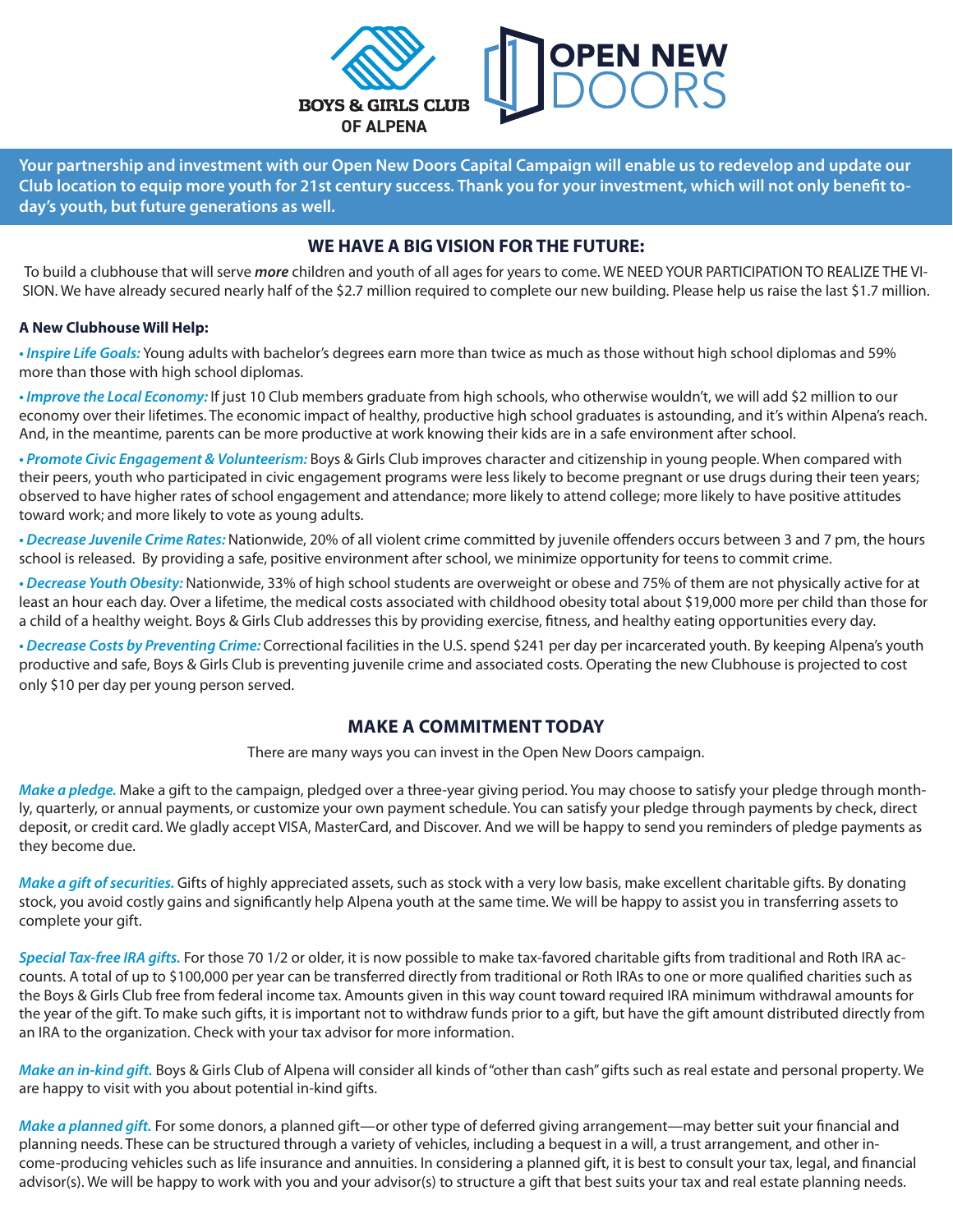BOYS & GIRLS CLUB OF ALPENA

OPEN NEW DOORS

**Your partnership and investment with our Open New Doors Capital Campaign will enable us to redevelop and update our Club location to equip more youth for 21st century success. Thank you for your investment, which will not only benefit today's youth, but future generations as well.**

## WE HAVE A BIG VISION FOR THE FUTURE:

To build a clubhouse that will serve ***more*** children and youth of all ages for years to come. WE NEED YOUR PARTICIPATION TO REALIZE THE VISION. We have already secured nearly half of the $2.7 million required to complete our new building. Please help us raise the last $1.7 million.

**A New Clubhouse Will Help:**

- ***Inspire Life Goals:*** Young adults with bachelor's degrees earn more than twice as much as those without high school diplomas and 59% more than those with high school diplomas.
- ***Improve the Local Economy:*** If just 10 Club members graduate from high schools, who otherwise wouldn't, we will add $2 million to our economy over their lifetimes. The economic impact of healthy, productive high school graduates is astounding, and it's within Alpena's reach. And, in the meantime, parents can be more productive at work knowing their kids are in a safe environment after school.
- ***Promote Civic Engagement & Volunteerism:*** Boys & Girls Club improves character and citizenship in young people. When compared with their peers, youth who participated in civic engagement programs were less likely to become pregnant or use drugs during their teen years; observed to have higher rates of school engagement and attendance; more likely to attend college; more likely to have positive attitudes toward work; and more likely to vote as young adults.
- ***Decrease Juvenile Crime Rates:*** Nationwide, 20% of all violent crime committed by juvenile offenders occurs between 3 and 7 pm, the hours school is released. By providing a safe, positive environment after school, we minimize opportunity for teens to commit crime.
- ***Decrease Youth Obesity:*** Nationwide, 33% of high school students are overweight or obese and 75% of them are not physically active for at least an hour each day. Over a lifetime, the medical costs associated with childhood obesity total about $19,000 more per child than those for a child of a healthy weight. Boys & Girls Club addresses this by providing exercise, fitness, and healthy eating opportunities every day.
- ***Decrease Costs by Preventing Crime:*** Correctional facilities in the U.S. spend $241 per day per incarcerated youth. By keeping Alpena's youth productive and safe, Boys & Girls Club is preventing juvenile crime and associated costs. Operating the new Clubhouse is projected to cost only $10 per day per young person served.

## MAKE A COMMITMENT TODAY

There are many ways you can invest in the Open New Doors campaign.

***Make a pledge.*** Make a gift to the campaign, pledged over a three-year giving period. You may choose to satisfy your pledge through monthly, quarterly, or annual payments, or customize your own payment schedule. You can satisfy your pledge through payments by check, direct deposit, or credit card. We gladly accept VISA, MasterCard, and Discover. And we will be happy to send you reminders of pledge payments as they become due.

***Make a gift of securities.*** Gifts of highly appreciated assets, such as stock with a very low basis, make excellent charitable gifts. By donating stock, you avoid costly gains and significantly help Alpena youth at the same time. We will be happy to assist you in transferring assets to complete your gift.

***Special Tax-free IRA gifts.*** For those 70 1/2 or older, it is now possible to make tax-favored charitable gifts from traditional and Roth IRA accounts. A total of up to $100,000 per year can be transferred directly from traditional or Roth IRAs to one or more qualified charities such as the Boys & Girls Club free from federal income tax. Amounts given in this way count toward required IRA minimum withdrawal amounts for the year of the gift. To make such gifts, it is important not to withdraw funds prior to a gift, but have the gift amount distributed directly from an IRA to the organization. Check with your tax advisor for more information.

***Make an in-kind gift.*** Boys & Girls Club of Alpena will consider all kinds of "other than cash" gifts such as real estate and personal property. We are happy to visit with you about potential in-kind gifts.

***Make a planned gift.*** For some donors, a planned gift—or other type of deferred giving arrangement—may better suit your financial and planning needs. These can be structured through a variety of vehicles, including a bequest in a will, a trust arrangement, and other income-producing vehicles such as life insurance and annuities. In considering a planned gift, it is best to consult your tax, legal, and financial advisor(s). We will be happy to work with you and your advisor(s) to structure a gift that best suits your tax and real estate planning needs.